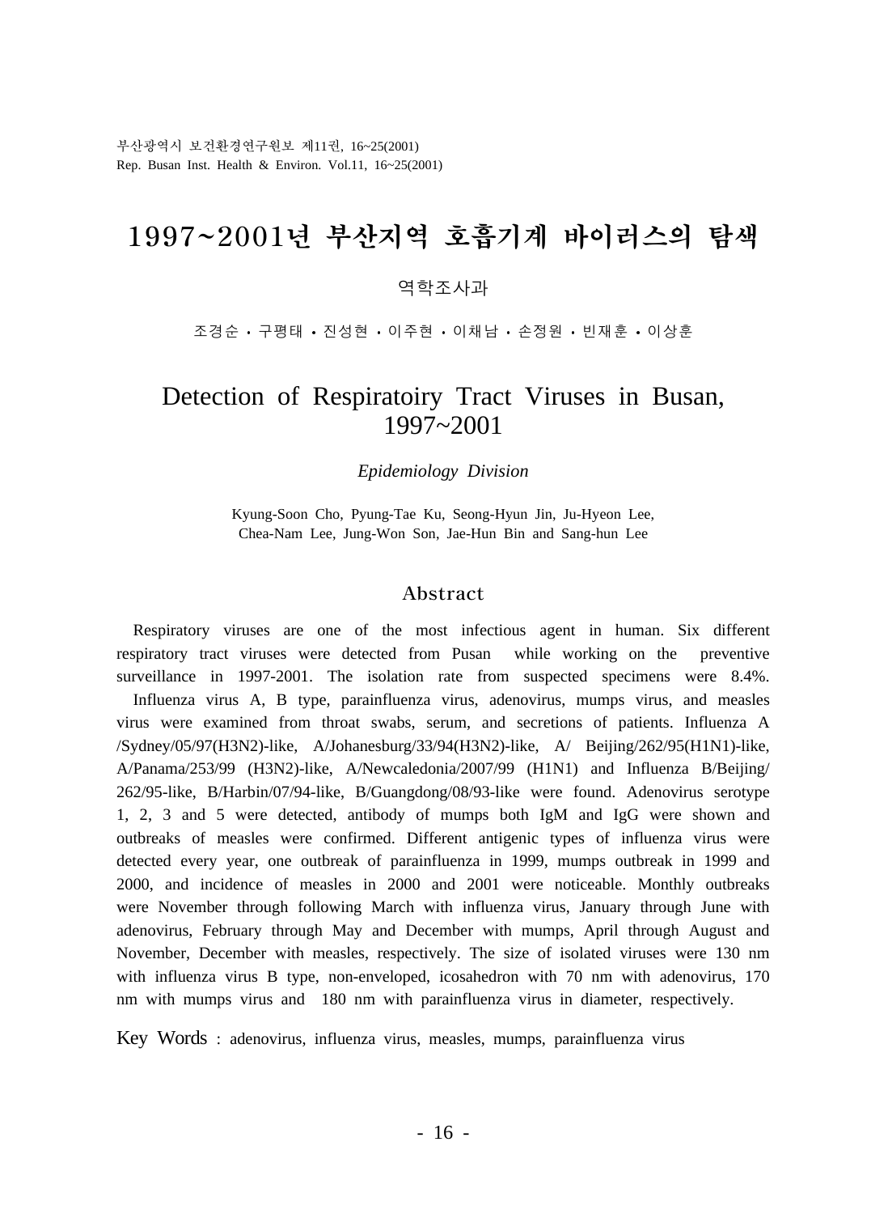# 1997~2001년 부산지역 호흡기계 바이러스의 탐색

역학조사과

조경순 · 구평태 · 진성현 · 이주현 · 이채남 · 손정원 · 빈재훈 · 이상훈

# Detection of Respiratoiry Tract Viruses in Busan, 1997~2001

*Epidemiology Division*

Kyung-Soon Cho, Pyung-Tae Ku, Seong-Hyun Jin, Ju-Hyeon Lee, Chea-Nam Lee, Jung-Won Son, Jae-Hun Bin and Sang-hun Lee

## Abstract

Respiratory viruses are one of the most infectious agent in human. Six different respiratory tract viruses were detected from Pusan while working on the preventive surveillance in 1997-2001. The isolation rate from suspected specimens were 8.4%.

Influenza virus A, B type, parainfluenza virus, adenovirus, mumps virus, and measles virus were examined from throat swabs, serum, and secretions of patients. Influenza A /Sydney/05/97(H3N2)-like, A/Johanesburg/33/94(H3N2)-like, A/ Beijing/262/95(H1N1)-like, A/Panama/253/99 (H3N2)-like, A/Newcaledonia/2007/99 (H1N1) and Influenza B/Beijing/ 262/95-like, B/Harbin/07/94-like, B/Guangdong/08/93-like were found. Adenovirus serotype 1, 2, 3 and 5 were detected, antibody of mumps both IgM and IgG were shown and outbreaks of measles were confirmed. Different antigenic types of influenza virus were detected every year, one outbreak of parainfluenza in 1999, mumps outbreak in 1999 and 2000, and incidence of measles in 2000 and 2001 were noticeable. Monthly outbreaks were November through following March with influenza virus, January through June with adenovirus, February through May and December with mumps, April through August and November, December with measles, respectively. The size of isolated viruses were 130 nm with influenza virus B type, non-enveloped, icosahedron with 70 nm with adenovirus, 170 nm with mumps virus and 180 nm with parainfluenza virus in diameter, respectively.

Key Words : adenovirus, influenza virus, measles, mumps, parainfluenza virus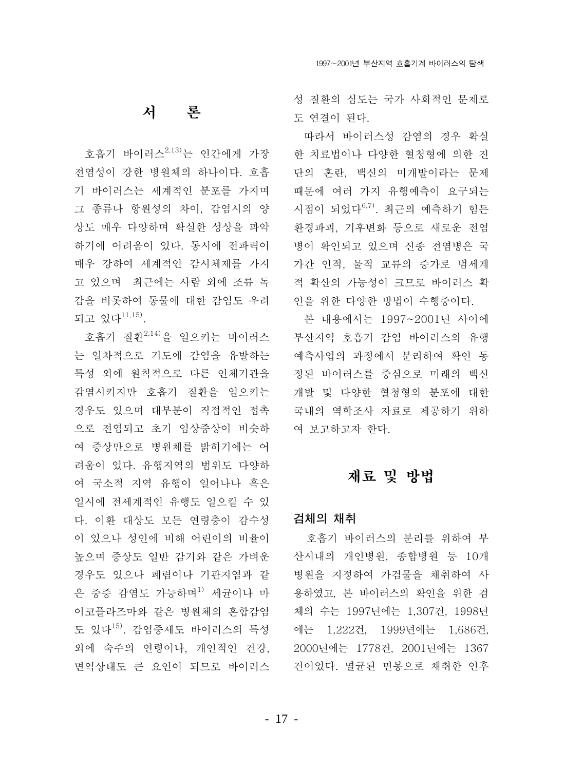## 서 론

호흡기 바이러스[2,13)]는 인간에게 가장 전염성이 강한 병원체의 하나이다. 호흡기 바이러스는 세계적인 분포를 가지며 그 종류나 항원성의 차이, 감염시의 양상도 매우 다양하며 확실한 성상을 파악하기에 어려움이 있다. 동시에 전파력이 매우 강하여 세계적인 감시체제를 가지고 있으며  최근에는 사람 외에 조류 독감을 비롯하여 동물에 대한 감염도 우려되고 있다[11,15)].

호흡기 질환[2,14)]을 일으키는 바이러스는 일차적으로 기도에 감염을 유발하는 특성 외에 원칙적으로 다른 인체기관을 감염시키지만 호흡기 질환을 일으키는 경우도 있으며 대부분이 직접적인 접촉으로 전염되고 초기 임상증상이 비슷하여 증상만으로 병원체를 밝히기에는 어려움이 있다. 유행지역의 범위도 다양하여 국소적 지역 유행이 일어나나 혹은 일시에 전세계적인 유행도 일으킬 수 있다. 이환 대상도 모든 연령층이 감수성이 있으나 성인에 비해 어린이의 비율이 높으며 증상도 일반 감기와 같은 가벼운 경우도 있으나 폐렴이나 기관지염과 같은 중증 감염도 가능하며[1)] 세균이나 마이코플라즈마와 같은 병원체의 혼합감염도 있다[15)]. 감염증세도 바이러스의 특성 외에 숙주의 연령이나, 개인적인 건강, 면역상태도 큰 요인이 되므로 바이러스성 질환의 심도는 국가 사회적인 문제로도 연결이 된다.

따라서 바이러스성 감염의 경우 확실한 치료법이나 다양한 혈청형에 의한 진단의 혼란, 백신의 미개발이라는 문제 때문에 여러 가지 유행예측이 요구되는 시점이 되었다[6,7)]. 최근의 예측하기 힘든 환경파괴, 기후변화 등으로 새로운 전염병이 확인되고 있으며 신종 전염병은 국가간 인적, 물적 교류의 증가로 범세계적 확산의 가능성이 크므로 바이러스 확인을 위한 다양한 방법이 수행중이다.

본 내용에서는 1997~2001년 사이에 부산지역 호흡기 감염 바이러스의 유행예측사업의 과정에서 분리하여 확인 동정된 바이러스를 중심으로 미래의 백신개발 및 다양한 혈청형의 분포에 대한 국내의 역학조사 자료로 제공하기 위하여 보고하고자 한다.

## 재료 및 방법

### 검체의 채취

호흡기 바이러스의 분리를 위하여 부산시내의 개인병원, 종합병원 등 10개 병원을 지정하여 가검물을 채취하여 사용하였고, 본 바이러스의 확인을 위한 검체의 수는 1997년에는 1,307건, 1998년에는 1,222건, 1999년에는 1,686건, 2000년에는 1778건, 2001년에는 1367건이었다. 멸균된 면봉으로 채취한 인후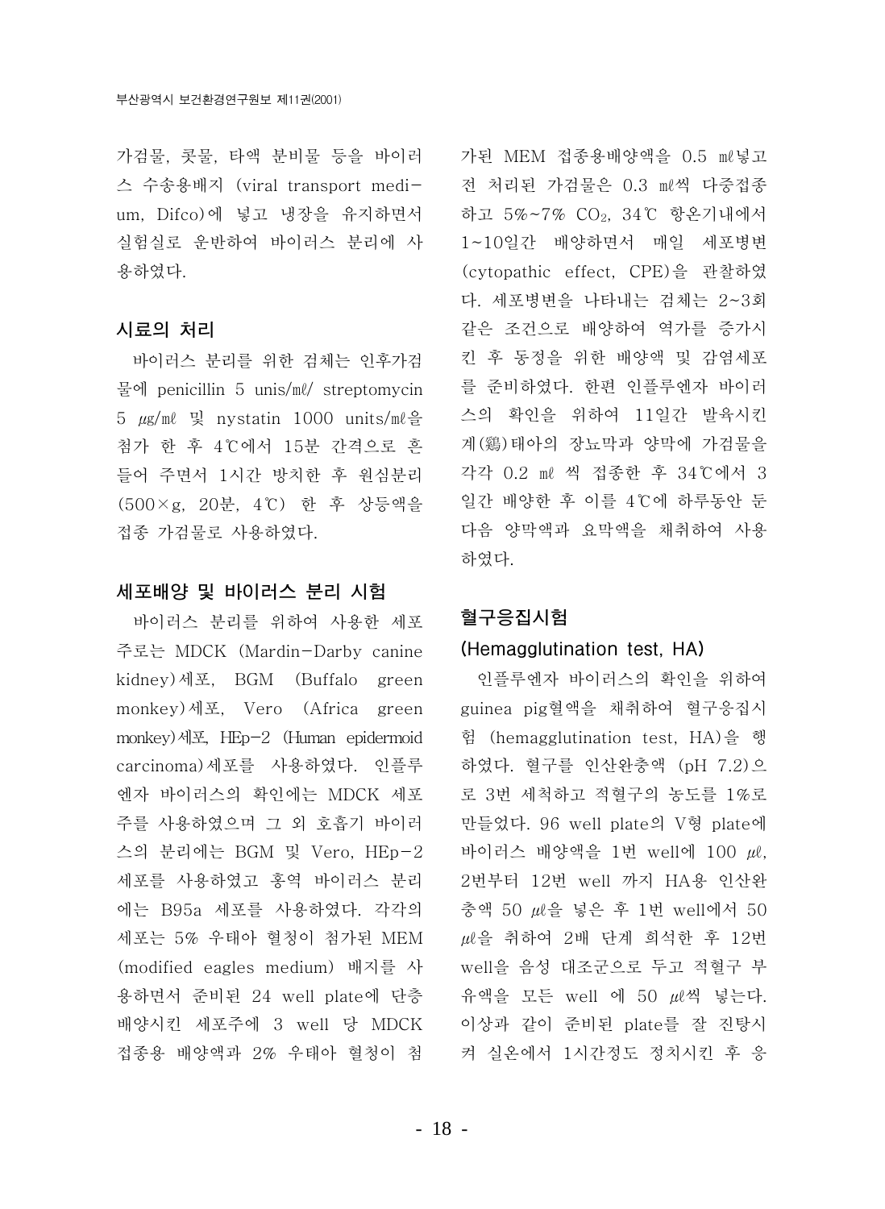가검물, 콧물, 타액 분비물 등을 바이러스 수송용배지 (viral transport medium, Difco)에 넣고 냉장을 유지하면서 실험실로 운반하여 바이러스 분리에 사용하였다.

### 시료의 처리

바이러스 분리를 위한 검체는 인후가검물에 penicillin 5 unis/㎖/ streptomycin 5 ㎍/㎖ 및 nystatin 1000 units/㎖을 첨가 한 후 4℃에서 15분 간격으로 흔들어 주면서 1시간 방치한 후 원심분리 (500×g, 20분, 4℃) 한 후 상등액을 접종 가검물로 사용하였다.

### 세포배양 및 바이러스 분리 시험

바이러스 분리를 위하여 사용한 세포주로는 MDCK (Mardin-Darby canine kidney)세포, BGM (Buffalo green monkey)세포, Vero (Africa green monkey)세포, HEp-2 (Human epidermoid carcinoma)세포를 사용하였다. 인플루엔자 바이러스의 확인에는 MDCK 세포주를 사용하였으며 그 외 호흡기 바이러스의 분리에는 BGM 및 Vero, HEp-2 세포를 사용하였고 홍역 바이러스 분리에는 B95a 세포를 사용하였다. 각각의 세포는 5% 우태아 혈청이 첨가된 MEM (modified eagles medium) 배지를 사용하면서 준비된 24 well plate에 단층배양시킨 세포주에 3 well 당 MDCK 접종용 배양액과 2% 우태아 혈청이 첨가된 MEM 접종용배양액을 0.5 ㎖넣고 전 처리된 가검물은 0.3 ㎖씩 다중접종하고 5%~7% $CO_2$, 34℃ 항온기내에서 1~10일간 배양하면서 매일 세포병변 (cytopathic effect, CPE)을 관찰하였다. 세포병변을 나타내는 검체는 2~3회 같은 조건으로 배양하여 역가를 증가시킨 후 동정을 위한 배양액 및 감염세포를 준비하였다. 한편 인플루엔자 바이러스의 확인을 위하여 11일간 발육시킨 계(鷄)태아의 장뇨막과 양막에 가검물을 각각 0.2 ㎖ 씩 접종한 후 34℃에서 3일간 배양한 후 이를 4℃에 하루동안 둔 다음 양막액과 요막액을 채취하여 사용하였다.

### 혈구응집시험 (Hemagglutination test, HA)

인플루엔자 바이러스의 확인을 위하여 guinea pig혈액을 채취하여 혈구응집시험 (hemagglutination test, HA)을 행하였다. 혈구를 인산완충액 (pH 7.2)으로 3번 세척하고 적혈구의 농도를 1%로 만들었다. 96 well plate의 V형 plate에 바이러스 배양액을 1번 well에 100 ㎕, 2번부터 12번 well 까지 HA용 인산완충액 50 ㎕을 넣은 후 1번 well에서 50 ㎕을 취하여 2배 단계 희석한 후 12번 well을 음성 대조군으로 두고 적혈구 부유액을 모든 well 에 50 ㎕씩 넣는다. 이상과 같이 준비된 plate를 잘 진탕시켜 실온에서 1시간정도 정치시킨 후 응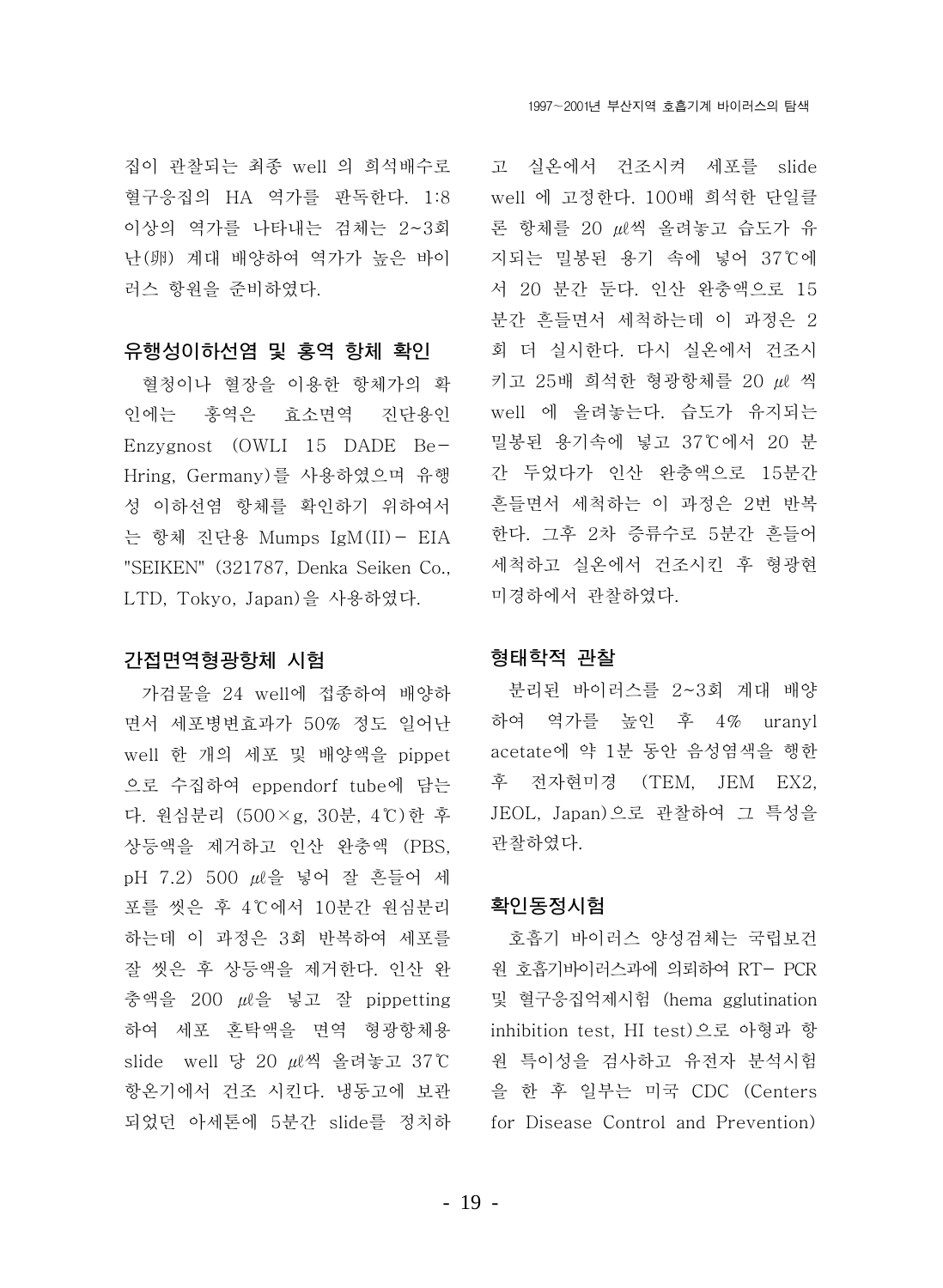집이 관찰되는 최종 well 의 희석배수로 혈구응집의 HA 역가를 판독한다. 1:8 이상의 역가를 나타내는 검체는 2~3회 난(卵) 계대 배양하여 역가가 높은 바이러스 항원을 준비하였다.

### 유행성이하선염 및 홍역 항체 확인

혈청이나 혈장을 이용한 항체가의 확인에는 홍역은 효소면역 진단용인 Enzygnost (OWLI 15 DADE Be-Hring, Germany)를 사용하였으며 유행성 이하선염 항체를 확인하기 위하여서는 항체 진단용 Mumps IgM(II)- EIA "SEIKEN" (321787, Denka Seiken Co., LTD, Tokyo, Japan)을 사용하였다.

### 간접면역형광항체 시험

가검물을 24 well에 접종하여 배양하면서 세포병변효과가 50% 정도 일어난 well 한 개의 세포 및 배양액을 pippet으로 수집하여 eppendorf tube에 담는다. 원심분리 (500×g, 30분, 4℃)한 후 상등액을 제거하고 인산 완충액 (PBS, pH 7.2) 500 ㎕을 넣어 잘 흔들어 세포를 씻은 후 4℃에서 10분간 원심분리 하는데 이 과정은 3회 반복하여 세포를 잘 씻은 후 상등액을 제거한다. 인산 완충액을 200 ㎕을 넣고 잘 pippetting 하여 세포 혼탁액을 면역 형광항체용 slide well 당 20 ㎕씩 올려놓고 37℃ 항온기에서 건조 시킨다. 냉동고에 보관되었던 아세톤에 5분간 slide를 정치하고 실온에서 건조시켜 세포를 slide well 에 고정한다. 100배 희석한 단일클론 항체를 20 ㎕씩 올려놓고 습도가 유지되는 밀봉된 용기 속에 넣어 37℃에서 20 분간 둔다. 인산 완충액으로 15분간 흔들면서 세척하는데 이 과정은 2회 더 실시한다. 다시 실온에서 건조시키고 25배 희석한 형광항체를 20 ㎕ 씩 well 에 올려놓는다. 습도가 유지되는 밀봉된 용기속에 넣고 37℃에서 20 분간 두었다가 인산 완충액으로 15분간 흔들면서 세척하는 이 과정은 2번 반복한다. 그후 2차 증류수로 5분간 흔들어 세척하고 실온에서 건조시킨 후 형광현미경하에서 관찰하였다.

### 형태학적 관찰

분리된 바이러스를 2~3회 계대 배양하여 역가를 높인 후 4% uranyl acetate에 약 1분 동안 음성염색을 행한 후 전자현미경 (TEM, JEM EX2, JEOL, Japan)으로 관찰하여 그 특성을 관찰하였다.

### 확인동정시험

호흡기 바이러스 양성검체는 국립보건원 호흡기바이러스과에 의뢰하여 RT- PCR 및 혈구응집억제시험 (hema gglutination inhibition test, HI test)으로 아형과 항원 특이성을 검사하고 유전자 분석시험을 한 후 일부는 미국 CDC (Centers for Disease Control and Prevention)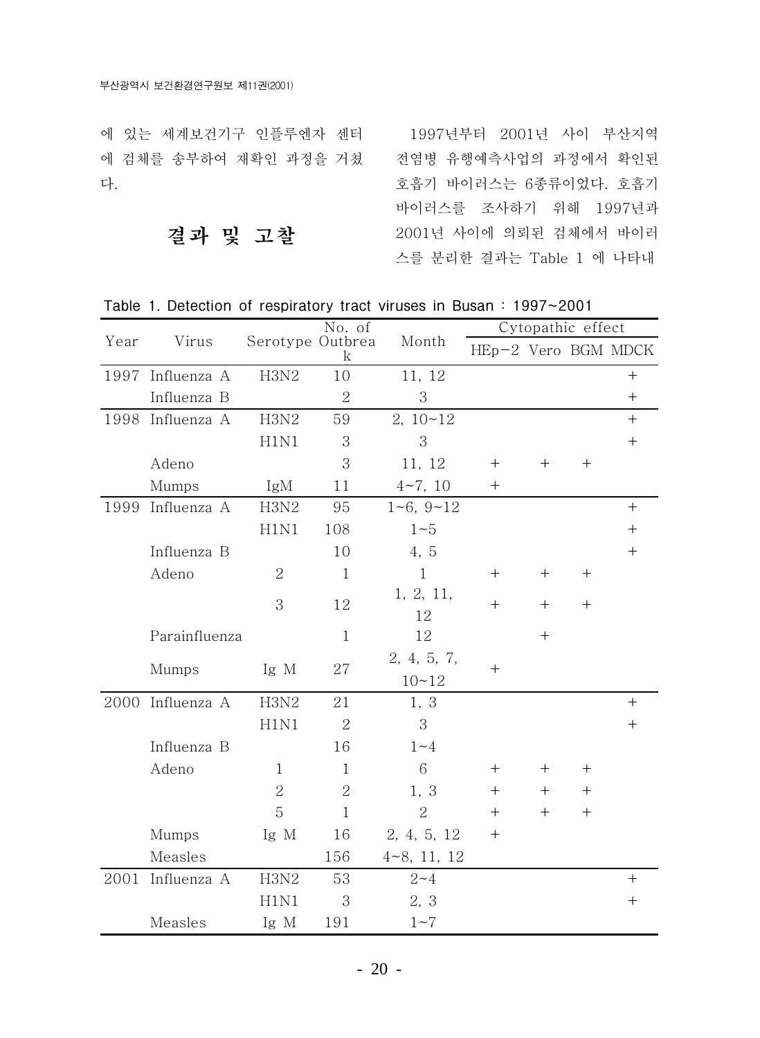에 있는 세계보건기구 인플루엔자 센터에 검체를 송부하여 재확인 과정을 거쳤다.

## 결과 및 고찰

1997년부터 2001년 사이 부산지역 전염병 유행예측사업의 과정에서 확인된 호흡기 바이러스는 6종류이었다. 호흡기 바이러스를 조사하기 위해 1997년과 2001년 사이에 의뢰된 검체에서 바이러스를 분리한 결과는 Table 1 에 나타내

Table 1. Detection of respiratory tract viruses in Busan : 1997~2001

| Year | Virus | Serotype | No. of Outbreak | Month | Cytopathic effect | | | |
|---|---|---|---|---|---|---|---|---|
| | | | | | HEp-2 | Vero | BGM | MDCK |
| 1997 | Influenza A | H3N2 | 10 | 11, 12 | | | | + |
| | Influenza B | | 2 | 3 | | | | + |
| 1998 | Influenza A | H3N2 | 59 | 2, 10~12 | | | | + |
| | | H1N1 | 3 | 3 | | | | + |
| | Adeno | | 3 | 11, 12 | + | + | + | |
| | Mumps | IgM | 11 | 4~7, 10 | + | | | |
| 1999 | Influenza A | H3N2 | 95 | 1~6, 9~12 | | | | + |
| | | H1N1 | 108 | 1~5 | | | | + |
| | Influenza B | | 10 | 4, 5 | | | | + |
| | Adeno | 2 | 1 | 1 | + | + | + | |
| | | 3 | 12 | 1, 2, 11, 12 | + | + | + | |
| | Parainfluenza | | 1 | 12 | | + | | |
| | Mumps | Ig M | 27 | 2, 4, 5, 7, 10~12 | + | | | |
| 2000 | Influenza A | H3N2 | 21 | 1, 3 | | | | + |
| | | H1N1 | 2 | 3 | | | | + |
| | Influenza B | | 16 | 1~4 | | | | |
| | Adeno | 1 | 1 | 6 | + | + | + | |
| | | 2 | 2 | 1, 3 | + | + | + | |
| | | 5 | 1 | 2 | + | + | + | |
| | Mumps | Ig M | 16 | 2, 4, 5, 12 | + | | | |
| | Measles | | 156 | 4~8, 11, 12 | | | | |
| 2001 | Influenza A | H3N2 | 53 | 2~4 | | | | + |
| | | H1N1 | 3 | 2, 3 | | | | + |
| | Measles | Ig M | 191 | 1~7 | | | | |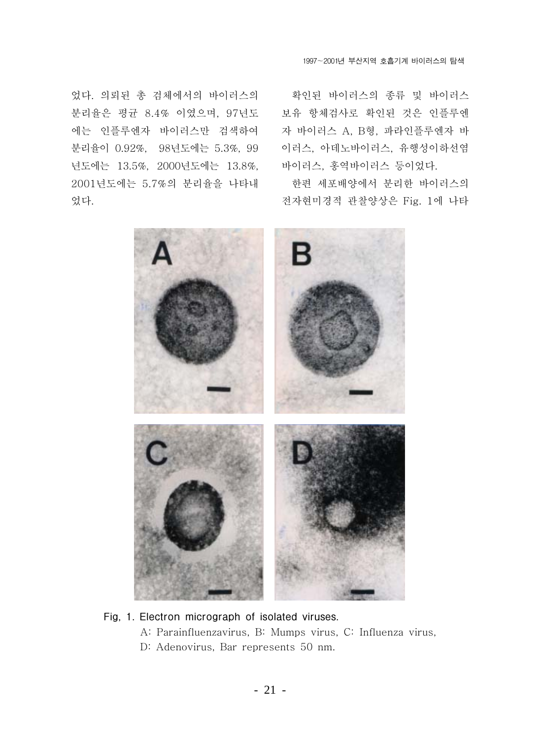었다. 의뢰된 총 검체에서의 바이러스의 분리율은 평균 8.4% 이였으며, 97년도에는 인플루엔자 바이러스만 검색하여 분리율이 0.92%, 98년도에는 5.3%, 99년도에는 13.5%, 2000년도에는 13.8%, 2001년도에는 5.7%의 분리율을 나타내었다.

확인된 바이러스의 종류 및 바이러스 보유 항체검사로 확인된 것은 인플루엔자 바이러스 A, B형, 파라인플루엔자 바이러스, 아데노바이러스, 유행성이하선염 바이러스, 홍역바이러스 등이었다.

한편 세포배양에서 분리한 바이러스의 전자현미경적 관찰양상은 Fig. 1에 나타

Fig, 1. Electron micrograph of isolated viruses.
A: Parainfluenzavirus, B: Mumps virus, C: Influenza virus, D: Adenovirus, Bar represents 50 nm.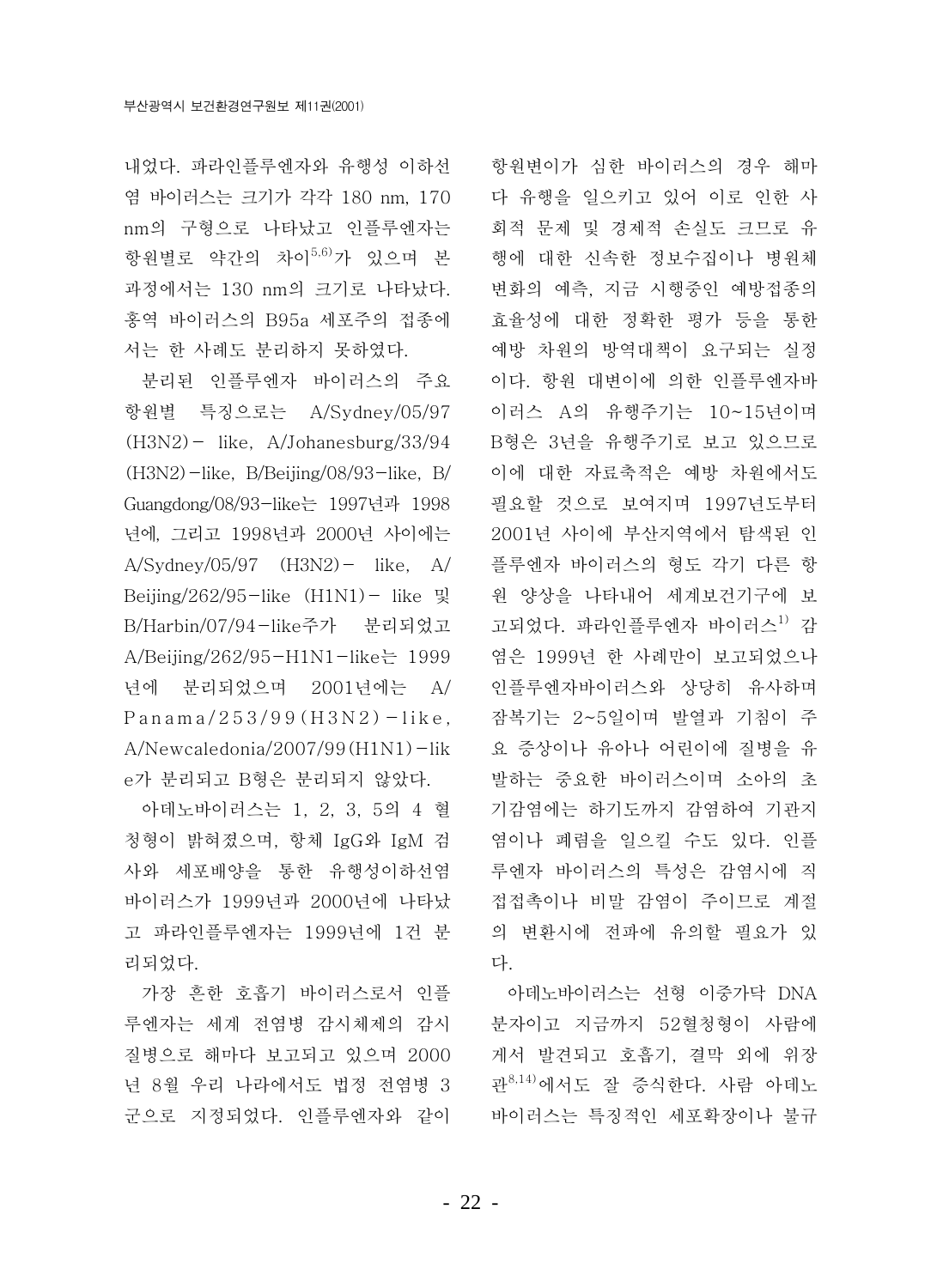내었다. 파라인플루엔자와 유행성 이하선염 바이러스는 크기가 각각 180 nm, 170 nm의 구형으로 나타났고 인플루엔자는 항원별로 약간의 차이[5,6]가 있으며 본 과정에서는 130 nm의 크기로 나타났다. 홍역 바이러스의 B95a 세포주의 접종에서는 한 사례도 분리하지 못하였다.

분리된 인플루엔자 바이러스의 주요 항원별 특징으로는 A/Sydney/05/97 (H3N2)- like, A/Johanesburg/33/94 (H3N2)-like, B/Beijing/08/93-like, B/Guangdong/08/93-like는 1997년과 1998년에, 그리고 1998년과 2000년 사이에는 A/Sydney/05/97 (H3N2)- like, A/Beijing/262/95-like (H1N1)- like 및 B/Harbin/07/94-like주가 분리되었고 A/Beijing/262/95-H1N1-like는 1999년에 분리되었으며 2001년에는 A/Panama/253/99(H3N2)-like, A/Newcaledonia/2007/99(H1N1)-like가 분리되고 B형은 분리되지 않았다.

아데노바이러스는 1, 2, 3, 5의 4 혈청형이 밝혀졌으며, 항체 IgG와 IgM 검사와 세포배양을 통한 유행성이하선염 바이러스가 1999년과 2000년에 나타났고 파라인플루엔자는 1999년에 1건 분리되었다.

가장 흔한 호흡기 바이러스로서 인플루엔자는 세계 전염병 감시체제의 감시 질병으로 해마다 보고되고 있으며 2000년 8월 우리 나라에서도 법정 전염병 3군으로 지정되었다. 인플루엔자와 같이 항원변이가 심한 바이러스의 경우 해마다 유행을 일으키고 있어 이로 인한 사회적 문제 및 경제적 손실도 크므로 유행에 대한 신속한 정보수집이나 병원체 변화의 예측, 지금 시행중인 예방접종의 효율성에 대한 정확한 평가 등을 통한 예방 차원의 방역대책이 요구되는 실정이다. 항원 대변이에 의한 인플루엔자바이러스 A의 유행주기는 10~15년이며 B형은 3년을 유행주기로 보고 있으므로 이에 대한 자료축적은 예방 차원에서도 필요할 것으로 보여지며 1997년도부터 2001년 사이에 부산지역에서 탐색된 인플루엔자 바이러스의 형도 각기 다른 항원 양상을 나타내어 세계보건기구에 보고되었다. 파라인플루엔자 바이러스[1] 감염은 1999년 한 사례만이 보고되었으나 인플루엔자바이러스와 상당히 유사하며 잠복기는 2~5일이며 발열과 기침이 주요 증상이나 유아나 어린이에 질병을 유발하는 중요한 바이러스이며 소아의 초기감염에는 하기도까지 감염하여 기관지염이나 폐렴을 일으킬 수도 있다. 인플루엔자 바이러스의 특성은 감염시에 직접접촉이나 비말 감염이 주이므로 계절의 변환시에 전파에 유의할 필요가 있다.

아데노바이러스는 선형 이중가닥 DNA 분자이고 지금까지 52혈청형이 사람에게서 발견되고 호흡기, 결막 외에 위장관[8,14]에서도 잘 증식한다. 사람 아데노바이러스는 특징적인 세포확장이나 불규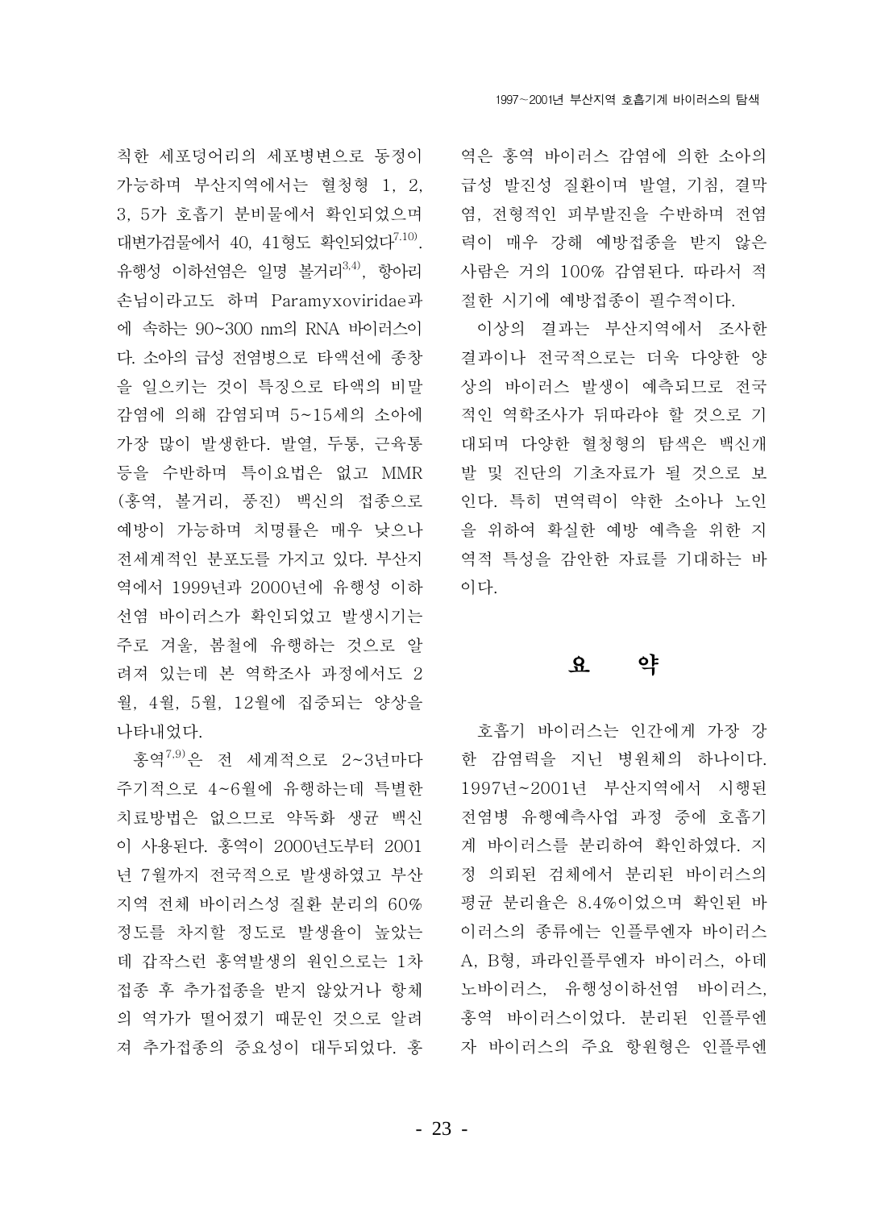칙한 세포덩어리의 세포병변으로 동정이 가능하며 부산지역에서는 혈청형 1, 2, 3, 5가 호흡기 분비물에서 확인되었으며 대변가검물에서 40, 41형도 확인되었다[7,10]. 유행성 이하선염은 일명 볼거리[3,4], 항아리 손님이라고도 하며 Paramyxoviridae과에 속하는 90~300 nm의 RNA 바이러스이다. 소아의 급성 전염병으로 타액선에 종창을 일으키는 것이 특징으로 타액의 비말감염에 의해 감염되며 5~15세의 소아에 가장 많이 발생한다. 발열, 두통, 근육통 등을 수반하며 특이요법은 없고 MMR (홍역, 볼거리, 풍진) 백신의 접종으로 예방이 가능하며 치명률은 매우 낮으나 전세계적인 분포도를 가지고 있다. 부산지역에서 1999년과 2000년에 유행성 이하선염 바이러스가 확인되었고 발생시기는 주로 겨울, 봄철에 유행하는 것으로 알려져 있는데 본 역학조사 과정에서도 2월, 4월, 5월, 12월에 집중되는 양상을 나타내었다.

홍역[7,9]은 전 세계적으로 2~3년마다 주기적으로 4~6월에 유행하는데 특별한 치료방법은 없으므로 약독화 생균 백신이 사용된다. 홍역이 2000년도부터 2001년 7월까지 전국적으로 발생하였고 부산지역 전체 바이러스성 질환 분리의 60% 정도를 차지할 정도로 발생율이 높았는데 갑작스런 홍역발생의 원인으로는 1차 접종 후 추가접종을 받지 않았거나 항체의 역가가 떨어졌기 때문인 것으로 알려져 추가접종의 중요성이 대두되었다. 홍역은 홍역 바이러스 감염에 의한 소아의 급성 발진성 질환이며 발열, 기침, 결막염, 전형적인 피부발진을 수반하며 전염력이 매우 강해 예방접종을 받지 않은 사람은 거의 100% 감염된다. 따라서 적절한 시기에 예방접종이 필수적이다.

이상의 결과는 부산지역에서 조사한 결과이나 전국적으로는 더욱 다양한 양상의 바이러스 발생이 예측되므로 전국적인 역학조사가 뒤따라야 할 것으로 기대되며 다양한 혈청형의 탐색은 백신개발 및 진단의 기초자료가 될 것으로 보인다. 특히 면역력이 약한 소아나 노인을 위하여 확실한 예방 예측을 위한 지역적 특성을 감안한 자료를 기대하는 바이다.

## 요 약

호흡기 바이러스는 인간에게 가장 강한 감염력을 지닌 병원체의 하나이다. 1997년~2001년 부산지역에서 시행된 전염병 유행예측사업 과정 중에 호흡기계 바이러스를 분리하여 확인하였다. 지정 의뢰된 검체에서 분리된 바이러스의 평균 분리율은 8.4%이었으며 확인된 바이러스의 종류에는 인플루엔자 바이러스 A, B형, 파라인플루엔자 바이러스, 아데노바이러스, 유행성이하선염 바이러스, 홍역 바이러스이었다. 분리된 인플루엔자 바이러스의 주요 항원형은 인플루엔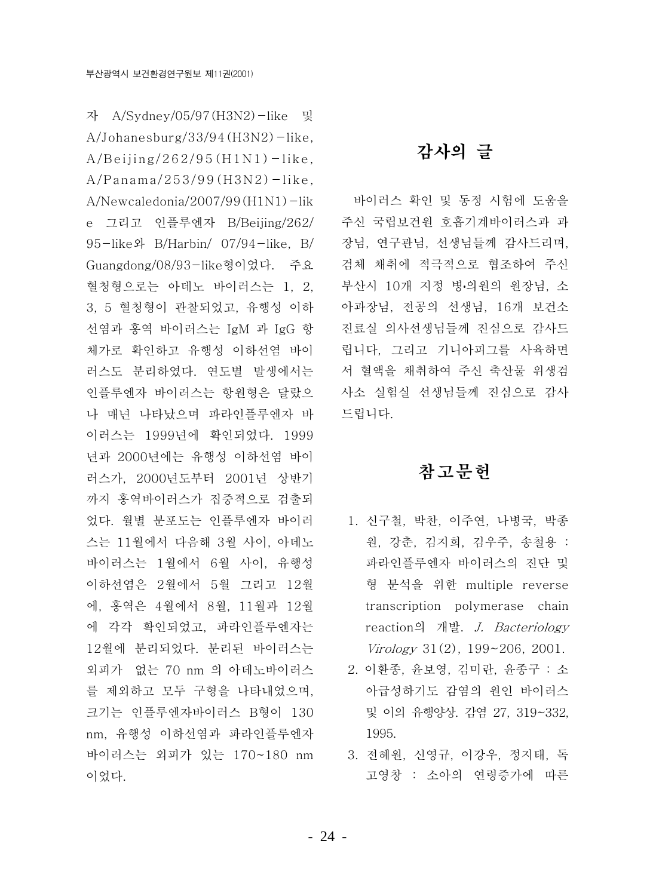자 A/Sydney/05/97(H3N2)-like 및 A/Johanesburg/33/94(H3N2)-like, A/Beijing/262/95(H1N1)-like, A/Panama/253/99(H3N2)-like, A/Newcaledonia/2007/99(H1N1)-like 그리고 인플루엔자 B/Beijing/262/95-like와 B/Harbin/ 07/94-like, B/Guangdong/08/93-like형이었다. 주요 혈청형으로는 아데노 바이러스는 1, 2, 3, 5 혈청형이 관찰되었고, 유행성 이하선염과 홍역 바이러스는 IgM 과 IgG 항체가로 확인하고 유행성 이하선염 바이러스도 분리하였다. 연도별 발생에서는 인플루엔자 바이러스는 항원형은 달랐으나 매년 나타났으며 파라인플루엔자 바이러스는 1999년에 확인되었다. 1999년과 2000년에는 유행성 이하선염 바이러스가, 2000년도부터 2001년 상반기까지 홍역바이러스가 집중적으로 검출되었다. 월별 분포도는 인플루엔자 바이러스는 11월에서 다음해 3월 사이, 아데노바이러스는 1월에서 6월 사이, 유행성 이하선염은 2월에서 5월 그리고 12월에, 홍역은 4월에서 8월, 11월과 12월에 각각 확인되었고, 파라인플루엔자는 12월에 분리되었다. 분리된 바이러스는 외피가 없는 70 nm 의 아데노바이러스를 제외하고 모두 구형을 나타내었으며, 크기는 인플루엔자바이러스 B형이 130 nm, 유행성 이하선염과 파라인플루엔자 바이러스는 외피가 있는 170~180 nm 이었다.

## 감사의 글

바이러스 확인 및 동정 시험에 도움을 주신 국립보건원 호흡기계바이러스과 과장님, 연구관님, 선생님들께 감사드리며, 검체 채취에 적극적으로 협조하여 주신 부산시 10개 지정 병•의원의 원장님, 소아과장님, 전공의 선생님, 16개 보건소 진료실 의사선생님들께 진심으로 감사드립니다, 그리고 기니아피그를 사육하면서 혈액을 채취하여 주신 축산물 위생검사소 실험실 선생님들께 진심으로 감사드립니다.

## 참고문헌

1. 신구철, 박찬, 이주연, 나병국, 박종원, 강춘, 김지희, 김우주, 송철용 : 파라인플루엔자 바이러스의 진단 및 형 분석을 위한 multiple reverse transcription polymerase chain reaction의 개발. *J. Bacteriology Virology* 31(2), 199~206, 2001.
2. 이환종, 윤보영, 김미란, 윤종구 : 소아급성하기도 감염의 원인 바이러스 및 이의 유행양상. 감염 27, 319~332, 1995.
3. 전혜원, 신영규, 이강우, 정지태, 독고영창 : 소아의 연령증가에 따른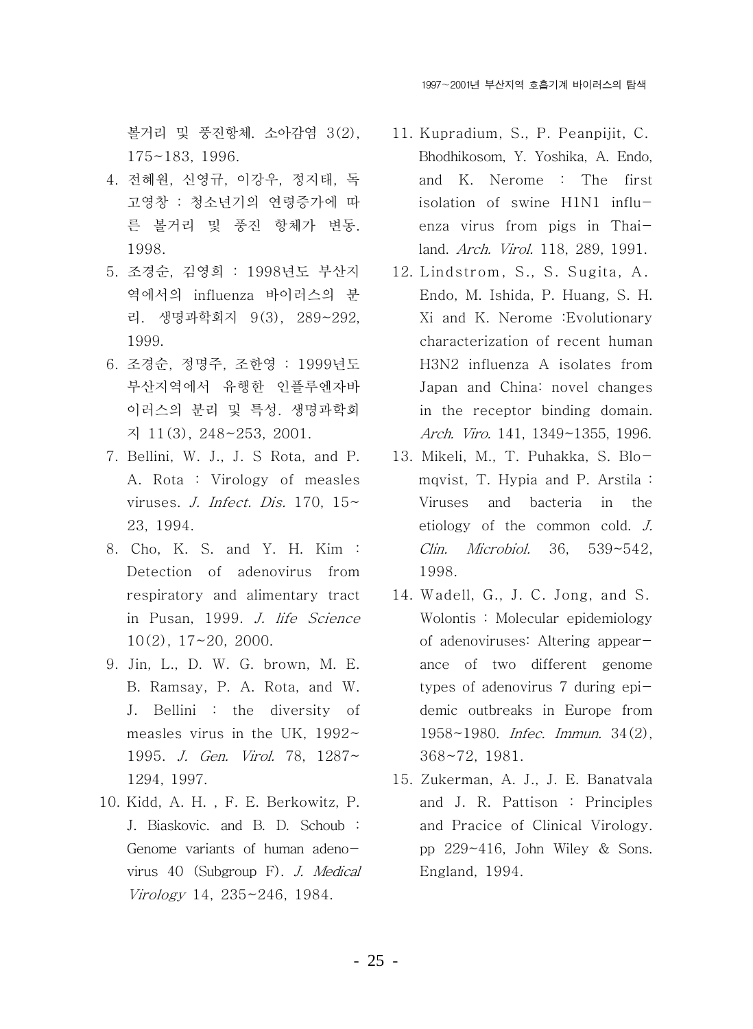볼거리 및 풍진항체. 소아감염 3(2), 175~183, 1996.

4. 전혜원, 신영규, 이강우, 정지태, 독고영창 : 청소년기의 연령증가에 따른 볼거리 및 풍진 항체가 변동. 1998.
5. 조경순, 김영희 : 1998년도 부산지역에서의 influenza 바이러스의 분리. 생명과학회지 9(3), 289~292, 1999.
6. 조경순, 정명주, 조한영 : 1999년도 부산지역에서 유행한 인플루엔자바이러스의 분리 및 특성. 생명과학회지 11(3), 248~253, 2001.
7. Bellini, W. J., J. S Rota, and P. A. Rota : Virology of measles viruses. *J. Infect. Dis.* 170, 15~23, 1994.
8. Cho, K. S. and Y. H. Kim : Detection of adenovirus from respiratory and alimentary tract in Pusan, 1999. *J. life Science* 10(2), 17~20, 2000.
9. Jin, L., D. W. G. brown, M. E. B. Ramsay, P. A. Rota, and W. J. Bellini : the diversity of measles virus in the UK, 1992~1995. *J. Gen. Virol.* 78, 1287~1294, 1997.
10. Kidd, A. H. , F. E. Berkowitz, P. J. Biaskovic. and B. D. Schoub : Genome variants of human adenovirus 40 (Subgroup F). *J. Medical Virology* 14, 235~246, 1984.
11. Kupradium, S., P. Peanpijit, C. Bhodhikosom, Y. Yoshika, A. Endo, and K. Nerome : The first isolation of swine H1N1 influenza virus from pigs in Thailand. *Arch. Virol.* 118, 289, 1991.
12. Lindstrom, S., S. Sugita, A. Endo, M. Ishida, P. Huang, S. H. Xi and K. Nerome :Evolutionary characterization of recent human H3N2 influenza A isolates from Japan and China: novel changes in the receptor binding domain. *Arch. Viro.* 141, 1349~1355, 1996.
13. Mikeli, M., T. Puhakka, S. Blomqvist, T. Hypia and P. Arstila : Viruses and bacteria in the etiology of the common cold. *J. Clin. Microbiol.* 36, 539~542, 1998.
14. Wadell, G., J. C. Jong, and S. Wolontis : Molecular epidemiology of adenoviruses: Altering appearance of two different genome types of adenovirus 7 during epidemic outbreaks in Europe from 1958~1980. *Infec. Immun.* 34(2), 368~72, 1981.
15. Zukerman, A. J., J. E. Banatvala and J. R. Pattison : Principles and Pracice of Clinical Virology. pp 229~416, John Wiley & Sons. England, 1994.